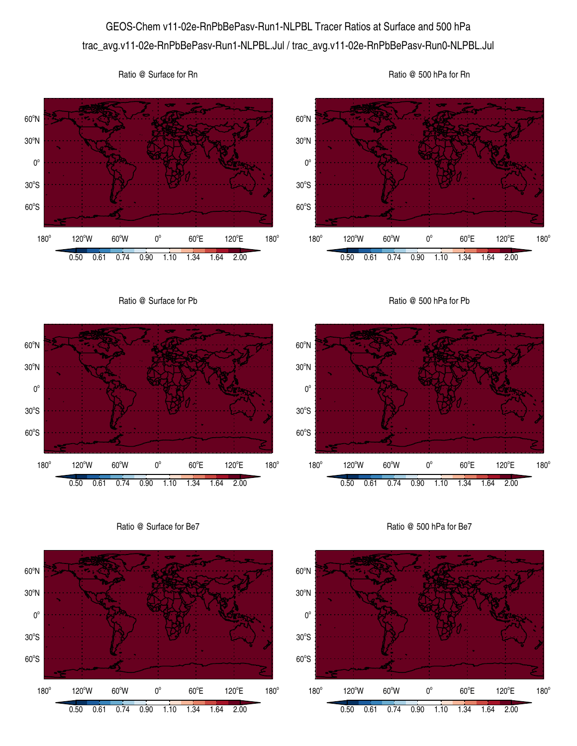# GEOS-Chem v11-02e-RnPbBePasv-Run1-NLPBL Tracer Ratios at Surface and 500 hPa

trac_avg.v11-02e-RnPbBePasv-Run1-NLPBL.Jul / trac_avg.v11-02e-RnPbBePasv-Run0-NLPBL.Jul

Ratio @ Surface for Rn

Ratio @ 500 hPa for Rn

Ratio @ Surface for Pb

Ratio @ 500 hPa for Pb

Ratio @ Surface for Be7

Ratio @ 500 hPa for Be7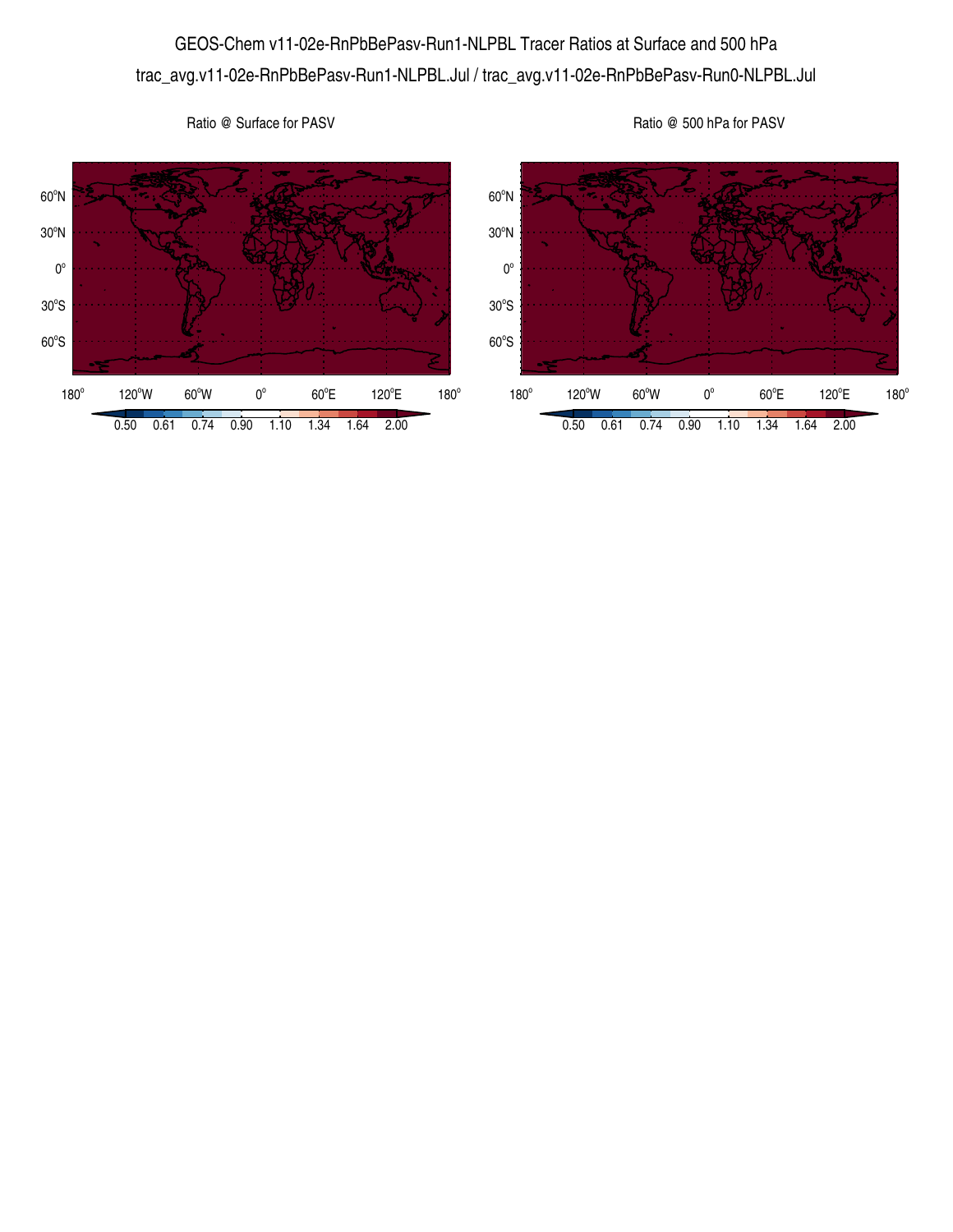GEOS-Chem v11-02e-RnPbBePasv-Run1-NLPBL Tracer Ratios at Surface and 500 hPa

trac_avg.v11-02e-RnPbBePasv-Run1-NLPBL.Jul / trac_avg.v11-02e-RnPbBePasv-Run0-NLPBL.Jul

Ratio @ Surface for PASV

60°N
30°N
0°
30°S
60°S

180° 120°W 60°W 0° 60°E 120°E 180°

0.50 0.61 0.74 0.90 1.10 1.34 1.64 2.00

Ratio @ 500 hPa for PASV

60°N
30°N
0°
30°S
60°S

180° 120°W 60°W 0° 60°E 120°E 180°

0.50 0.61 0.74 0.90 1.10 1.34 1.64 2.00